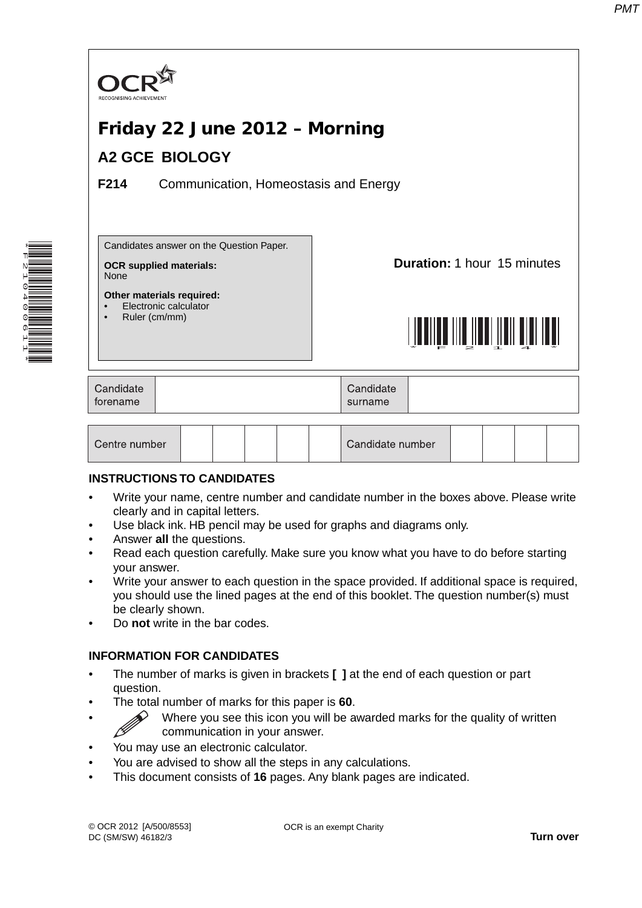OCR
RECOGNISING ACHIEVEMENT

# Friday 22 June 2012 – Morning

## A2 GCE BIOLOGY

**F214** Communication, Homeostasis and Energy

Candidates answer on the Question Paper.

**OCR supplied materials:**
None

**Other materials required:**
- Electronic calculator
- Ruler (cm/mm)

**Duration:** 1 hour 15 minutes

| Candidate forename | | Candidate surname | |
|---|---|---|---|

| Centre number | | | | | | Candidate number | | | | |
|---|---|---|---|---|---|---|---|---|---|---|

**INSTRUCTIONS TO CANDIDATES**

- Write your name, centre number and candidate number in the boxes above. Please write clearly and in capital letters.
- Use black ink. HB pencil may be used for graphs and diagrams only.
- Answer **all** the questions.
- Read each question carefully. Make sure you know what you have to do before starting your answer.
- Write your answer to each question in the space provided. If additional space is required, you should use the lined pages at the end of this booklet. The question number(s) must be clearly shown.
- Do **not** write in the bar codes.

**INFORMATION FOR CANDIDATES**

- The number of marks is given in brackets **[ ]** at the end of each question or part question.
- The total number of marks for this paper is **60**.
- Where you see this icon you will be awarded marks for the quality of written communication in your answer.
- You may use an electronic calculator.
- You are advised to show all the steps in any calculations.
- This document consists of **16** pages. Any blank pages are indicated.

© OCR 2012 [A/500/8553]
DC (SM/SW) 46182/3

OCR is an exempt Charity

**Turn over**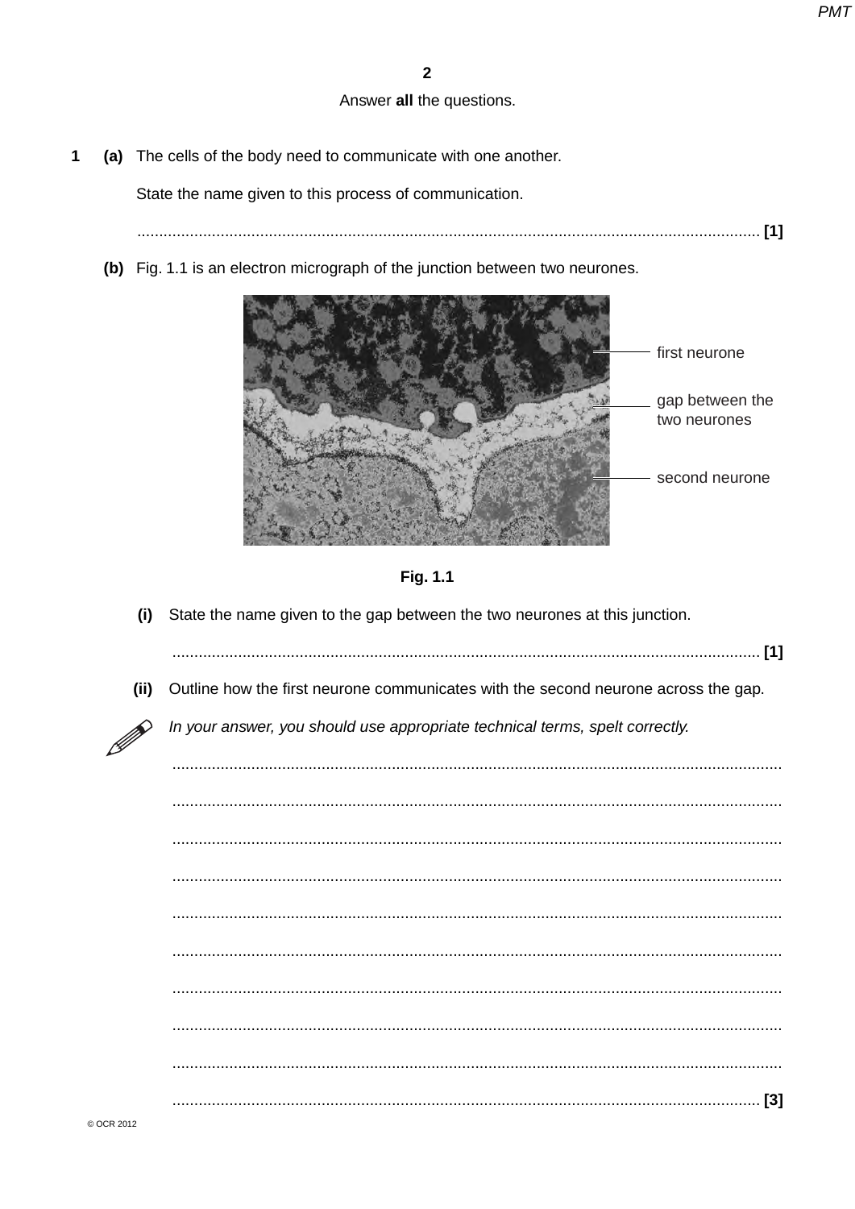Answer **all** the questions.

**1** **(a)** The cells of the body need to communicate with one another.

State the name given to this process of communication.

............................................................................................................................................. **[1]**

**(b)** Fig. 1.1 is an electron micrograph of the junction between two neurones.

first neurone

gap between the two neurones

second neurone

**Fig. 1.1**

**(i)** State the name given to the gap between the two neurones at this junction.

..................................................................................................................................... **[1]**

**(ii)** Outline how the first neurone communicates with the second neurone across the gap.

*In your answer, you should use appropriate technical terms, spelt correctly.*

.........................................................................................................................................

.........................................................................................................................................

.........................................................................................................................................

.........................................................................................................................................

.........................................................................................................................................

.........................................................................................................................................

.........................................................................................................................................

.........................................................................................................................................

.........................................................................................................................................

..................................................................................................................................... **[3]**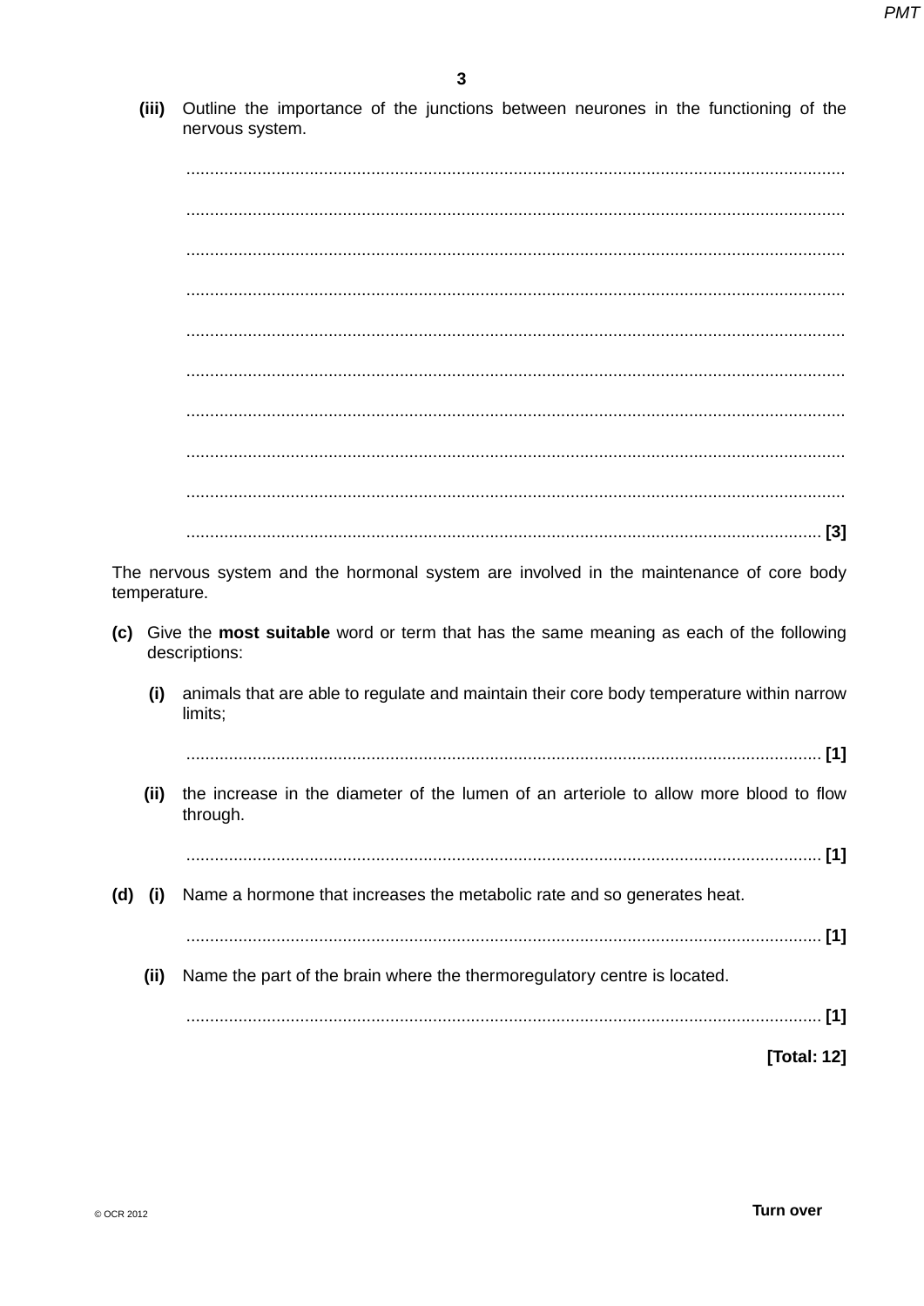(iii) Outline the importance of the junctions between neurones in the functioning of the nervous system.

..........................................................................................................................................

..........................................................................................................................................

..........................................................................................................................................

..........................................................................................................................................

..........................................................................................................................................

..........................................................................................................................................

..........................................................................................................................................

..........................................................................................................................................

..........................................................................................................................................

.................................................................................................................................... [3]

The nervous system and the hormonal system are involved in the maintenance of core body temperature.

**(c)** Give the **most suitable** word or term that has the same meaning as each of the following descriptions:

**(i)** animals that are able to regulate and maintain their core body temperature within narrow limits;

.................................................................................................................................... [1]

**(ii)** the increase in the diameter of the lumen of an arteriole to allow more blood to flow through.

.................................................................................................................................... [1]

**(d) (i)** Name a hormone that increases the metabolic rate and so generates heat.

.................................................................................................................................... [1]

**(ii)** Name the part of the brain where the thermoregulatory centre is located.

.................................................................................................................................... [1]

**[Total: 12]**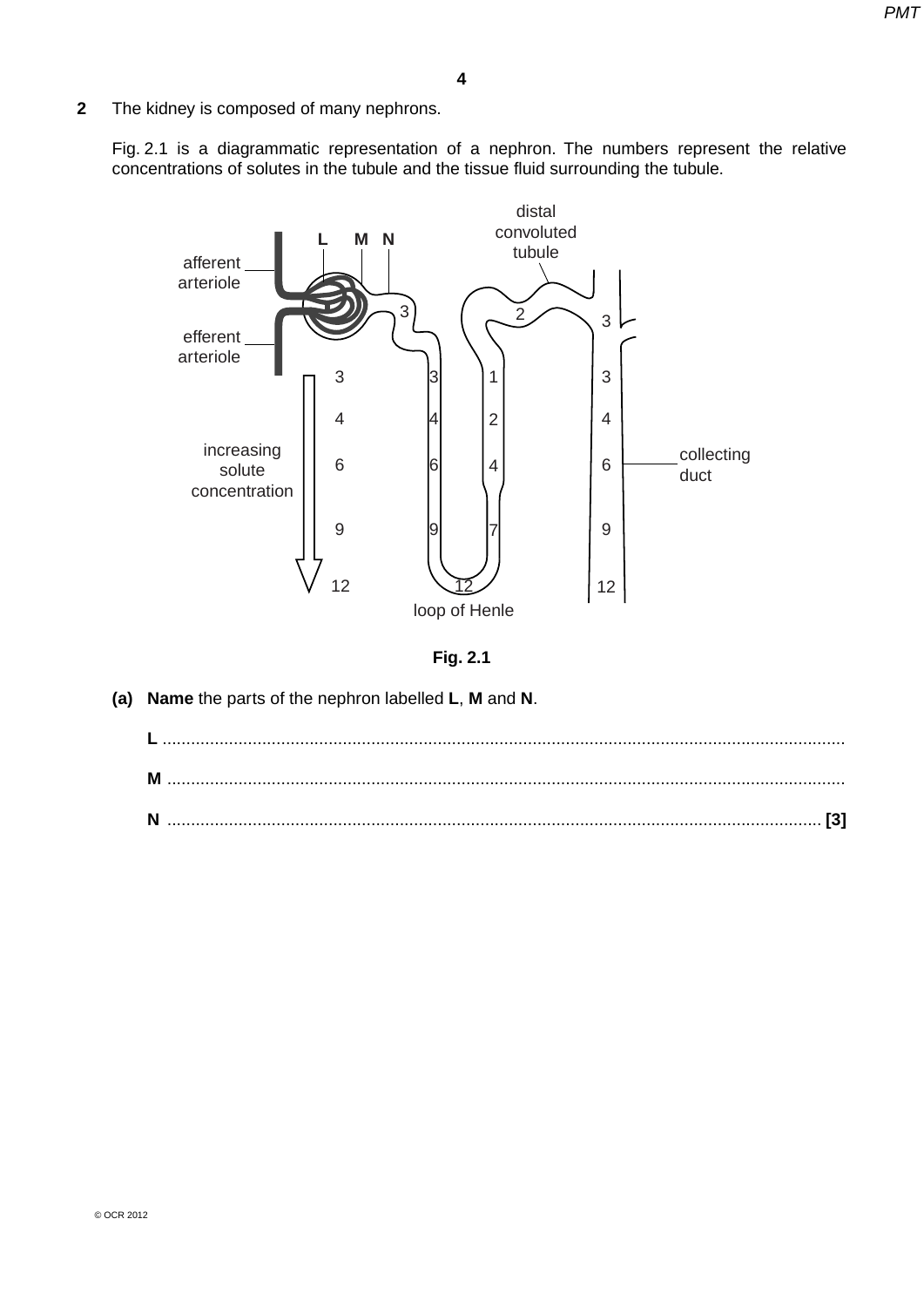**2** The kidney is composed of many nephrons.

Fig. 2.1 is a diagrammatic representation of a nephron. The numbers represent the relative concentrations of solutes in the tubule and the tissue fluid surrounding the tubule.

**Fig. 2.1**

**(a)** **Name** the parts of the nephron labelled **L**, **M** and **N**.

**L** ..........................................................................................................................................

**M** ..........................................................................................................................................

**N** .......................................................................................................................................... **[3]**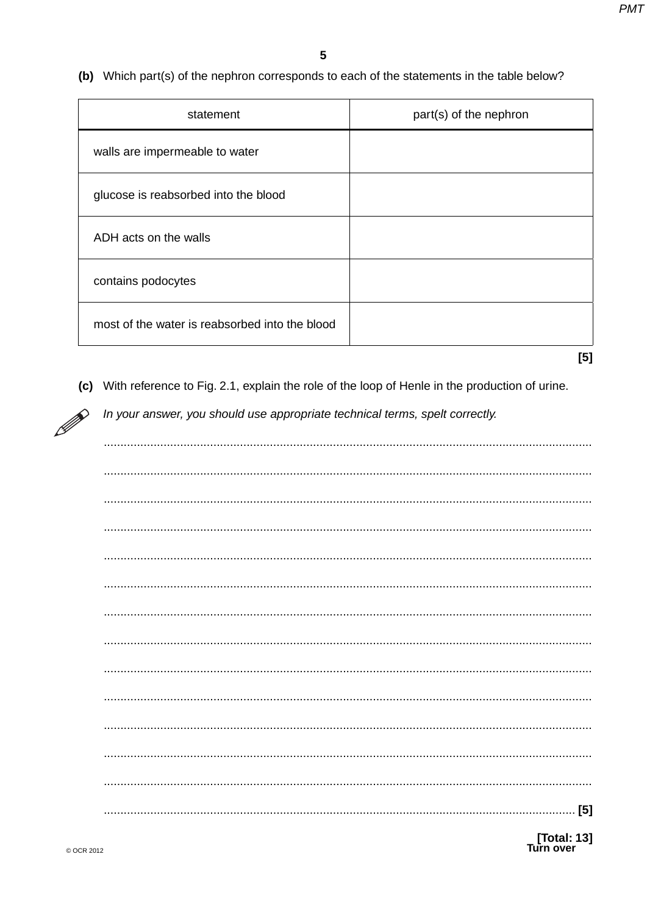(b) Which part(s) of the nephron corresponds to each of the statements in the table below?

| statement | part(s) of the nephron |
|---|---|
| walls are impermeable to water | |
| glucose is reabsorbed into the blood | |
| ADH acts on the walls | |
| contains podocytes | |
| most of the water is reabsorbed into the blood | |

[5]

(c) With reference to Fig. 2.1, explain the role of the loop of Henle in the production of urine.

*In your answer, you should use appropriate technical terms, spelt correctly.*

..........................................................................................................................................

..........................................................................................................................................

..........................................................................................................................................

..........................................................................................................................................

..........................................................................................................................................

..........................................................................................................................................

..........................................................................................................................................

..........................................................................................................................................

..........................................................................................................................................

..........................................................................................................................................

..........................................................................................................................................

..........................................................................................................................................

..........................................................................................................................................

.................................................................................................................................... [5]

[Total: 13]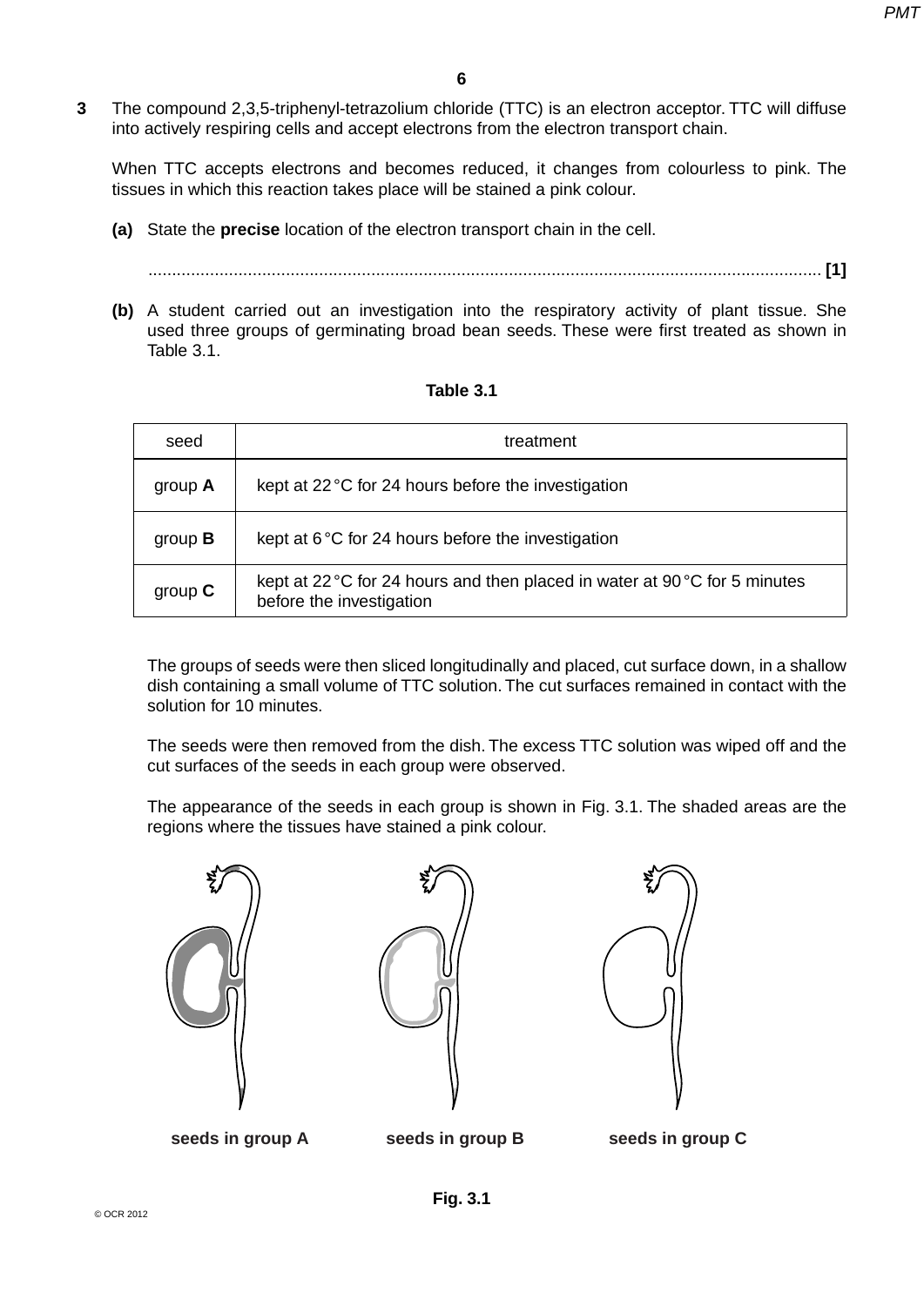**3** The compound 2,3,5-triphenyl-tetrazolium chloride (TTC) is an electron acceptor. TTC will diffuse into actively respiring cells and accept electrons from the electron transport chain.

When TTC accepts electrons and becomes reduced, it changes from colourless to pink. The tissues in which this reaction takes place will be stained a pink colour.

**(a)** State the **precise** location of the electron transport chain in the cell.

.............................................................................................................................................. **[1]**

**(b)** A student carried out an investigation into the respiratory activity of plant tissue. She used three groups of germinating broad bean seeds. These were first treated as shown in Table 3.1.

**Table 3.1**

| seed | treatment |
|---|---|
| group **A** | kept at 22 °C for 24 hours before the investigation |
| group **B** | kept at 6 °C for 24 hours before the investigation |
| group **C** | kept at 22 °C for 24 hours and then placed in water at 90 °C for 5 minutes before the investigation |

The groups of seeds were then sliced longitudinally and placed, cut surface down, in a shallow dish containing a small volume of TTC solution. The cut surfaces remained in contact with the solution for 10 minutes.

The seeds were then removed from the dish. The excess TTC solution was wiped off and the cut surfaces of the seeds in each group were observed.

The appearance of the seeds in each group is shown in Fig. 3.1. The shaded areas are the regions where the tissues have stained a pink colour.

**seeds in group A** **seeds in group B** **seeds in group C**

**Fig. 3.1**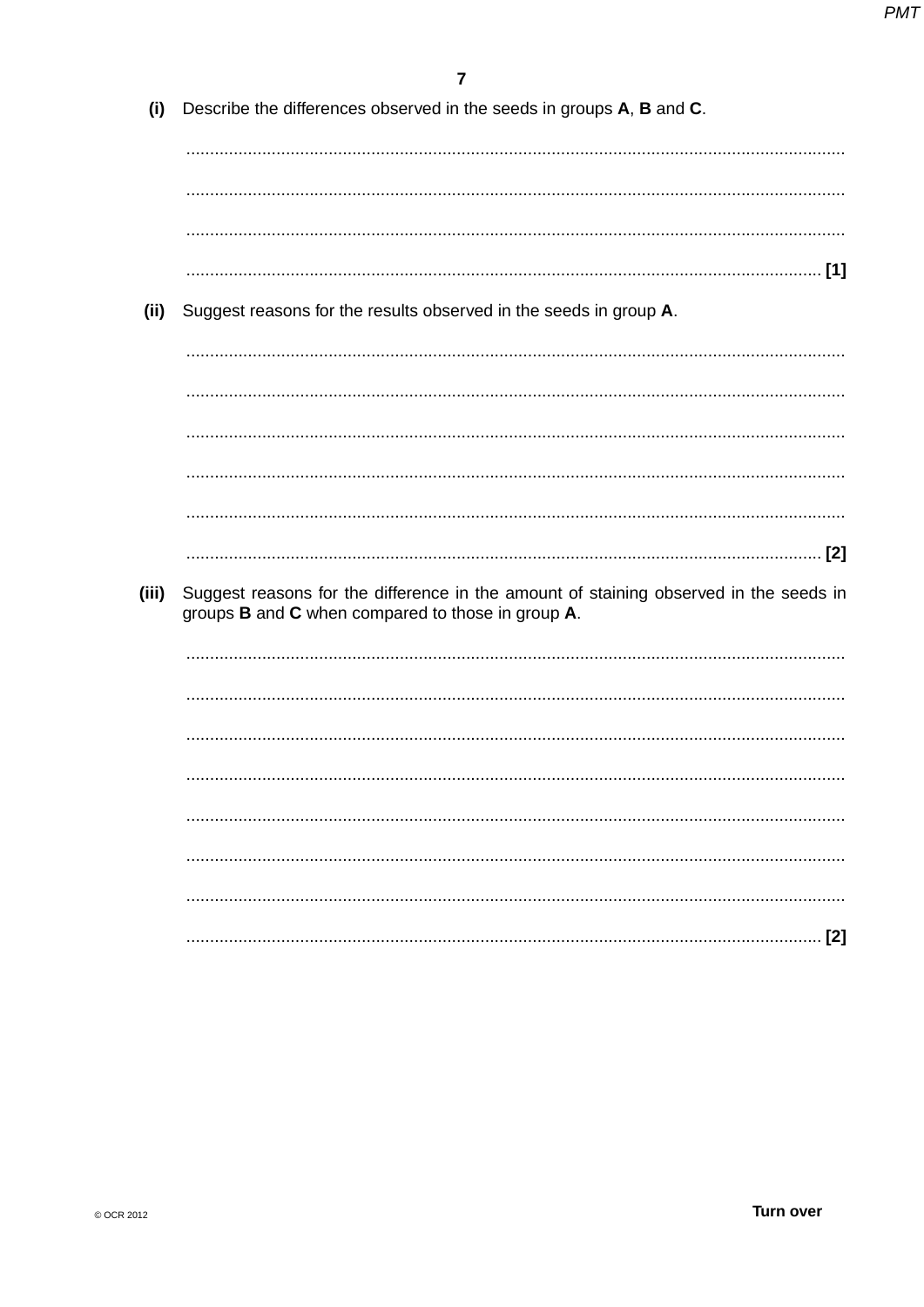**(i)** Describe the differences observed in the seeds in groups **A**, **B** and **C**.

..........................................................................................................................................

..........................................................................................................................................

..........................................................................................................................................

.................................................................................................................................... [1]

**(ii)** Suggest reasons for the results observed in the seeds in group **A**.

..........................................................................................................................................

..........................................................................................................................................

..........................................................................................................................................

..........................................................................................................................................

..........................................................................................................................................

.................................................................................................................................... [2]

**(iii)** Suggest reasons for the difference in the amount of staining observed in the seeds in groups **B** and **C** when compared to those in group **A**.

..........................................................................................................................................

..........................................................................................................................................

..........................................................................................................................................

..........................................................................................................................................

..........................................................................................................................................

..........................................................................................................................................

..........................................................................................................................................

.................................................................................................................................... [2]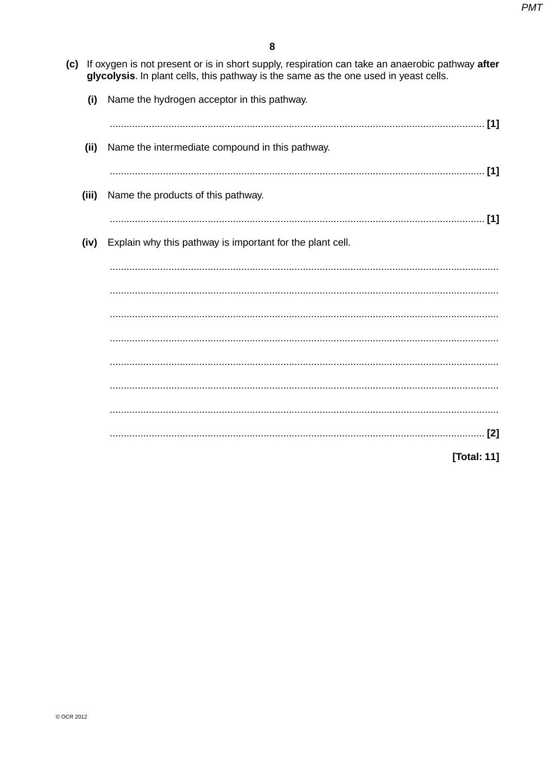(c) If oxygen is not present or is in short supply, respiration can take an anaerobic pathway **after glycolysis**. In plant cells, this pathway is the same as the one used in yeast cells.

(i) Name the hydrogen acceptor in this pathway.

...................................................................................................................................... [1]

(ii) Name the intermediate compound in this pathway.

...................................................................................................................................... [1]

(iii) Name the products of this pathway.

...................................................................................................................................... [1]

(iv) Explain why this pathway is important for the plant cell.

......................................................................................................................................

......................................................................................................................................

......................................................................................................................................

......................................................................................................................................

......................................................................................................................................

......................................................................................................................................

......................................................................................................................................

...................................................................................................................................... [2]

**[Total: 11]**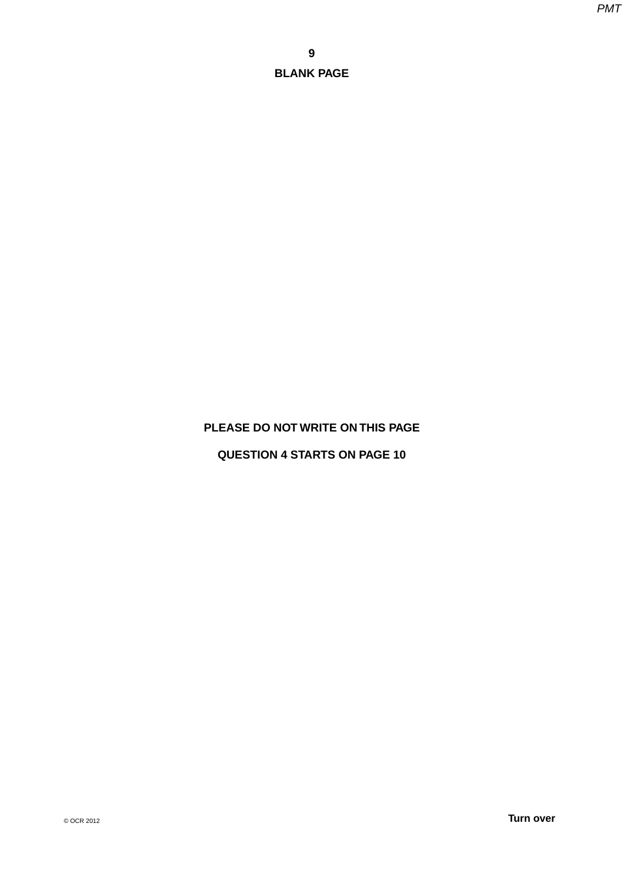**BLANK PAGE**

**PLEASE DO NOT WRITE ON THIS PAGE**

**QUESTION 4 STARTS ON PAGE 10**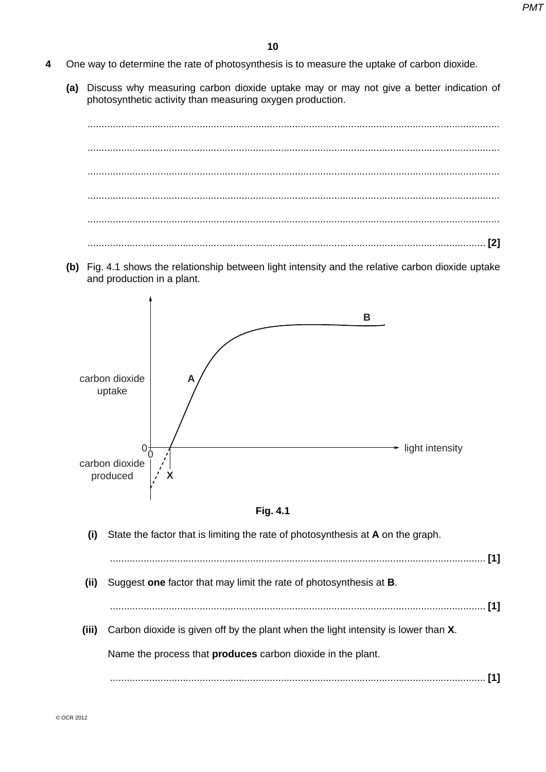**4** One way to determine the rate of photosynthesis is to measure the uptake of carbon dioxide.

**(a)** Discuss why measuring carbon dioxide uptake may or may not give a better indication of photosynthetic activity than measuring oxygen production.

..................................................................................................................................................

..................................................................................................................................................

..................................................................................................................................................

..................................................................................................................................................

..................................................................................................................................................

.......................................................................................................................................... [2]

**(b)** Fig. 4.1 shows the relationship between light intensity and the relative carbon dioxide uptake and production in a plant.

Fig. 4.1

**(i)** State the factor that is limiting the rate of photosynthesis at **A** on the graph.

.......................................................................................................................................... [1]

**(ii)** Suggest **one** factor that may limit the rate of photosynthesis at **B**.

.......................................................................................................................................... [1]

**(iii)** Carbon dioxide is given off by the plant when the light intensity is lower than **X**.

Name the process that **produces** carbon dioxide in the plant.

.......................................................................................................................................... [1]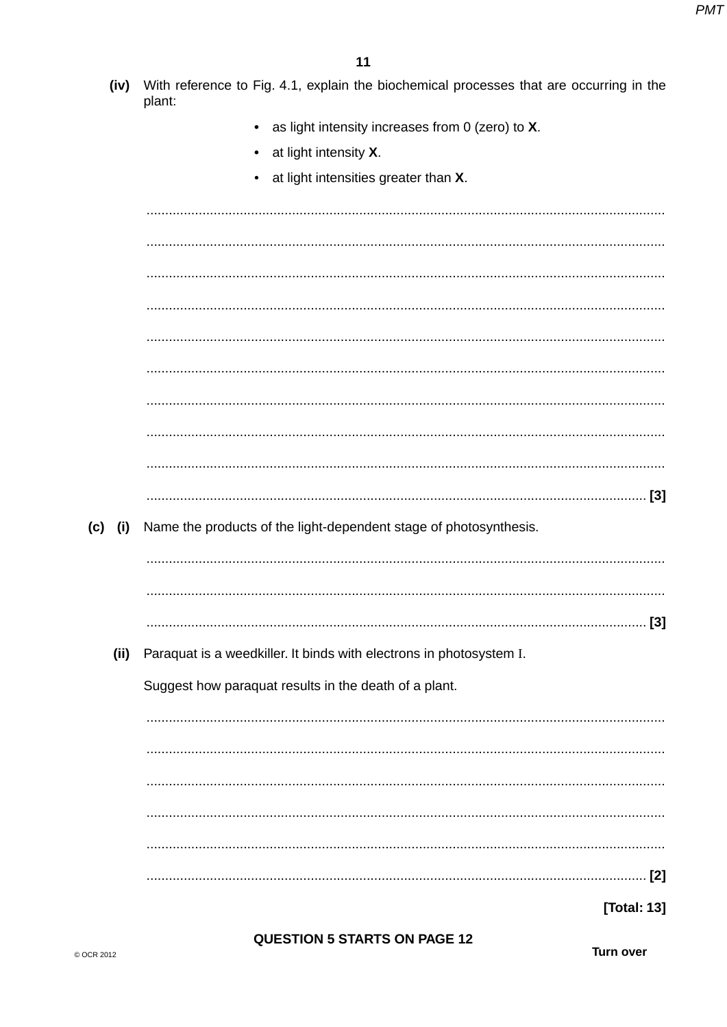**(iv)** With reference to Fig. 4.1, explain the biochemical processes that are occurring in the plant:

- as light intensity increases from 0 (zero) to **X**.
- at light intensity **X**.
- at light intensities greater than **X**.

..........................................................................................................................................

..........................................................................................................................................

..........................................................................................................................................

..........................................................................................................................................

..........................................................................................................................................

..........................................................................................................................................

..........................................................................................................................................

..........................................................................................................................................

..........................................................................................................................................

.................................................................................................................................... **[3]**

**(c) (i)** Name the products of the light-dependent stage of photosynthesis.

..........................................................................................................................................

..........................................................................................................................................

.................................................................................................................................... **[3]**

**(ii)** Paraquat is a weedkiller. It binds with electrons in photosystem I.

Suggest how paraquat results in the death of a plant.

..........................................................................................................................................

..........................................................................................................................................

..........................................................................................................................................

..........................................................................................................................................

..........................................................................................................................................

.................................................................................................................................... **[2]**

**[Total: 13]**

**QUESTION 5 STARTS ON PAGE 12**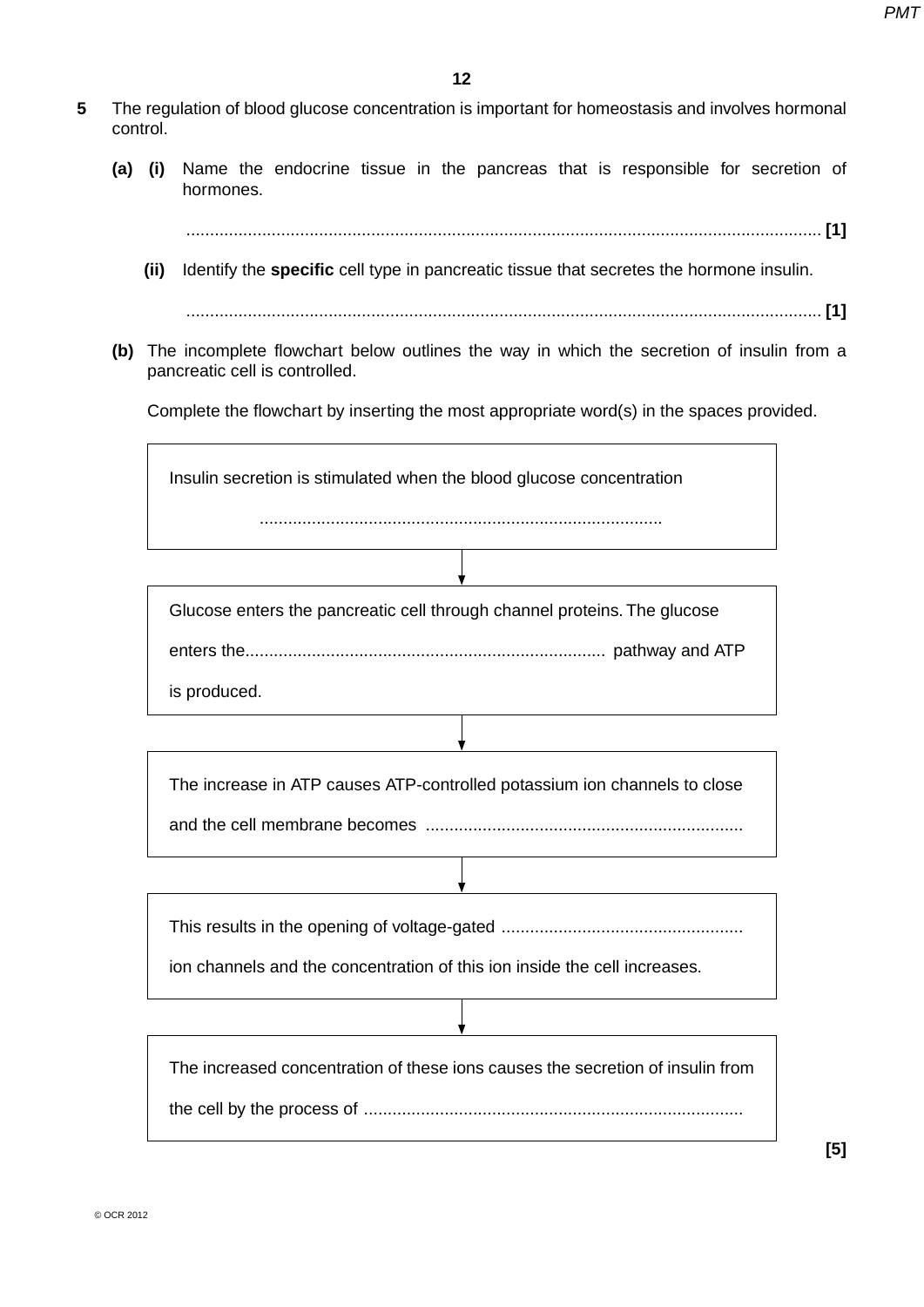**5** The regulation of blood glucose concentration is important for homeostasis and involves hormonal control.

**(a) (i)** Name the endocrine tissue in the pancreas that is responsible for secretion of hormones.

.................................................................................................................................... **[1]**

**(ii)** Identify the **specific** cell type in pancreatic tissue that secretes the hormone insulin.

.................................................................................................................................... **[1]**

**(b)** The incomplete flowchart below outlines the way in which the secretion of insulin from a pancreatic cell is controlled.

Complete the flowchart by inserting the most appropriate word(s) in the spaces provided.

> Insulin secretion is stimulated when the blood glucose concentration
>
> ....................................................................................

↓

> Glucose enters the pancreatic cell through channel proteins. The glucose enters the.......................................................................... pathway and ATP is produced.

↓

> The increase in ATP causes ATP-controlled potassium ion channels to close and the cell membrane becomes ..................................................................

↓

> This results in the opening of voltage-gated .................................................. ion channels and the concentration of this ion inside the cell increases.

↓

> The increased concentration of these ions causes the secretion of insulin from the cell by the process of ...............................................................................

**[5]**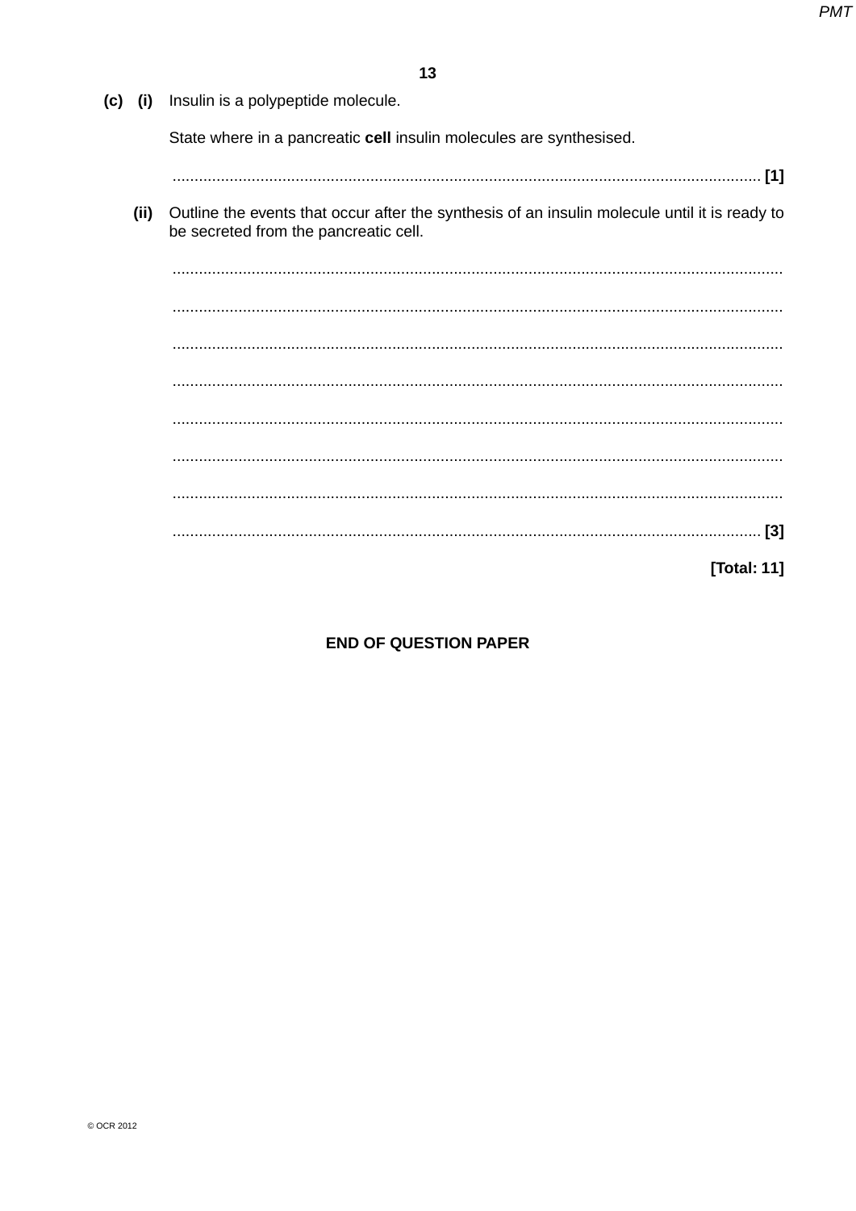**(c) (i)** Insulin is a polypeptide molecule.

State where in a pancreatic **cell** insulin molecules are synthesised.

...................................................................................................................................... **[1]**

**(ii)** Outline the events that occur after the synthesis of an insulin molecule until it is ready to be secreted from the pancreatic cell.

..........................................................................................................................................

..........................................................................................................................................

..........................................................................................................................................

..........................................................................................................................................

..........................................................................................................................................

..........................................................................................................................................

..........................................................................................................................................

...................................................................................................................................... **[3]**

**[Total: 11]**

**END OF QUESTION PAPER**

© OCR 2012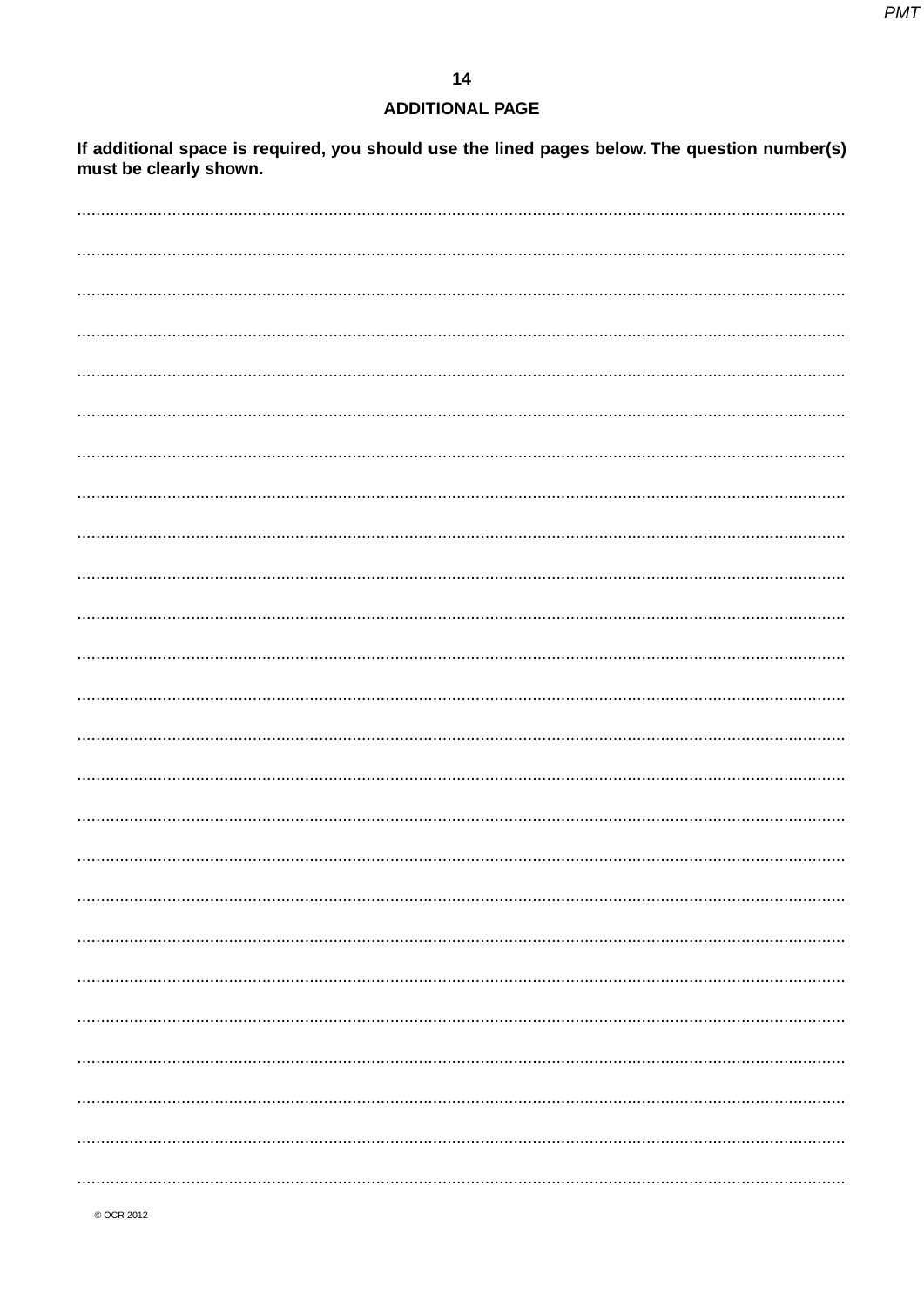## ADDITIONAL PAGE

**If additional space is required, you should use the lined pages below. The question number(s) must be clearly shown.**

© OCR 2012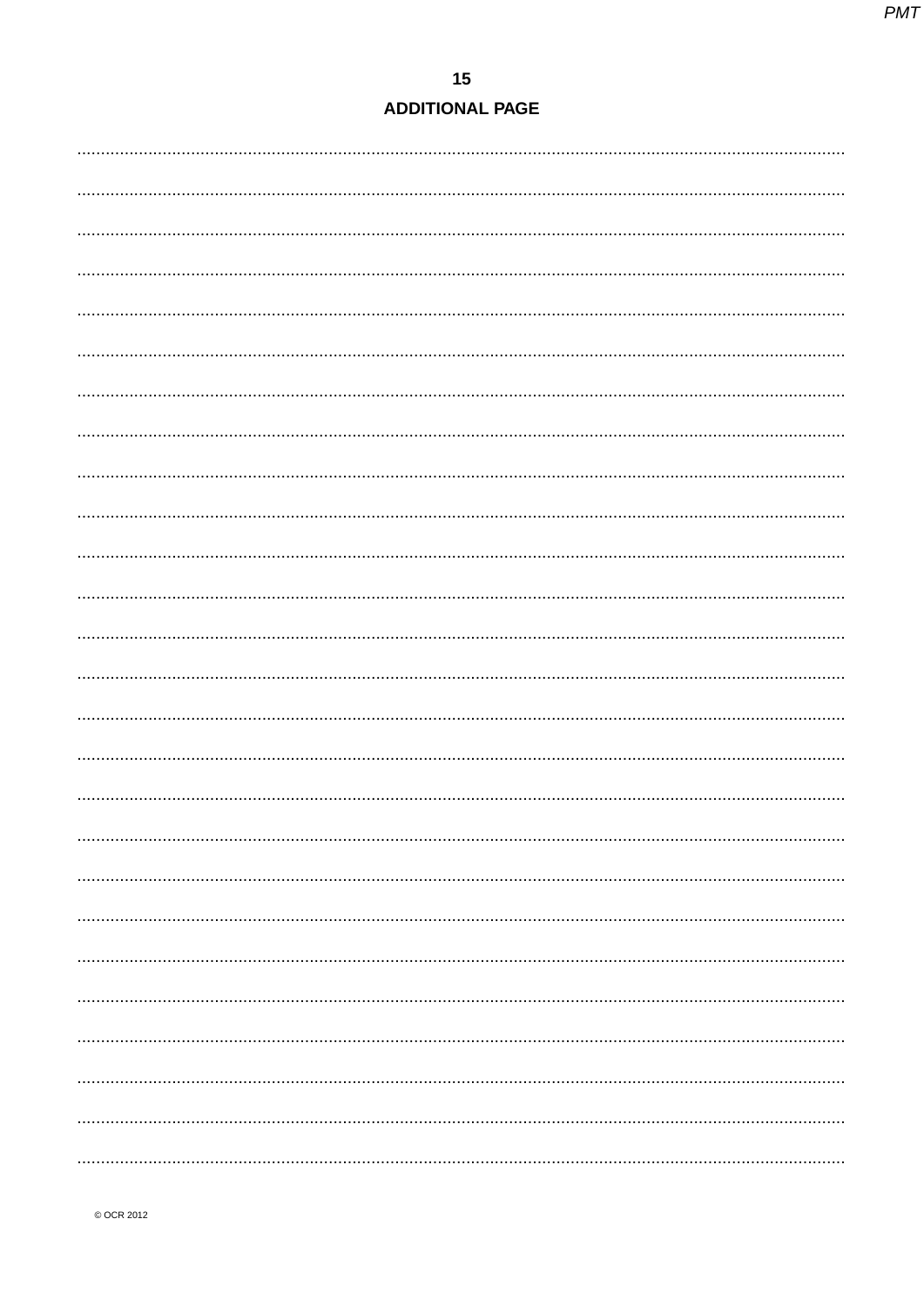## ADDITIONAL PAGE

© OCR 2012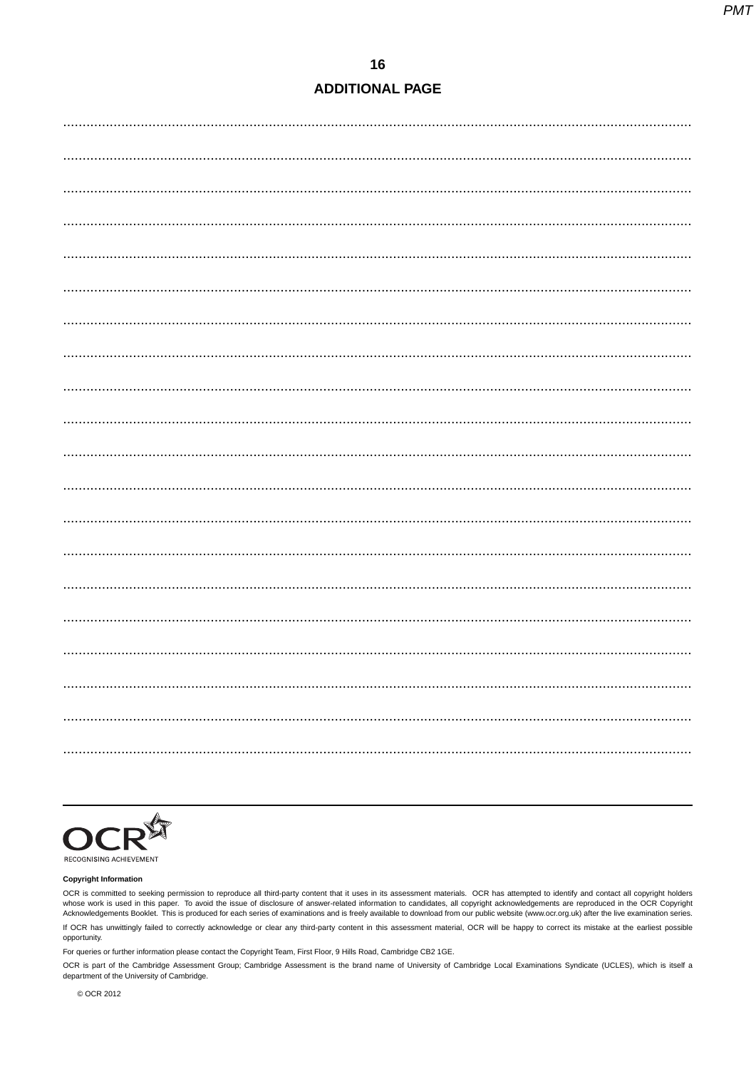## ADDITIONAL PAGE

**Copyright Information**

OCR is committed to seeking permission to reproduce all third-party content that it uses in its assessment materials. OCR has attempted to identify and contact all copyright holders whose work is used in this paper. To avoid the issue of disclosure of answer-related information to candidates, all copyright acknowledgements are reproduced in the OCR Copyright Acknowledgements Booklet. This is produced for each series of examinations and is freely available to download from our public website (www.ocr.org.uk) after the live examination series.

If OCR has unwittingly failed to correctly acknowledge or clear any third-party content in this assessment material, OCR will be happy to correct its mistake at the earliest possible opportunity.

For queries or further information please contact the Copyright Team, First Floor, 9 Hills Road, Cambridge CB2 1GE.

OCR is part of the Cambridge Assessment Group; Cambridge Assessment is the brand name of University of Cambridge Local Examinations Syndicate (UCLES), which is itself a department of the University of Cambridge.

© OCR 2012